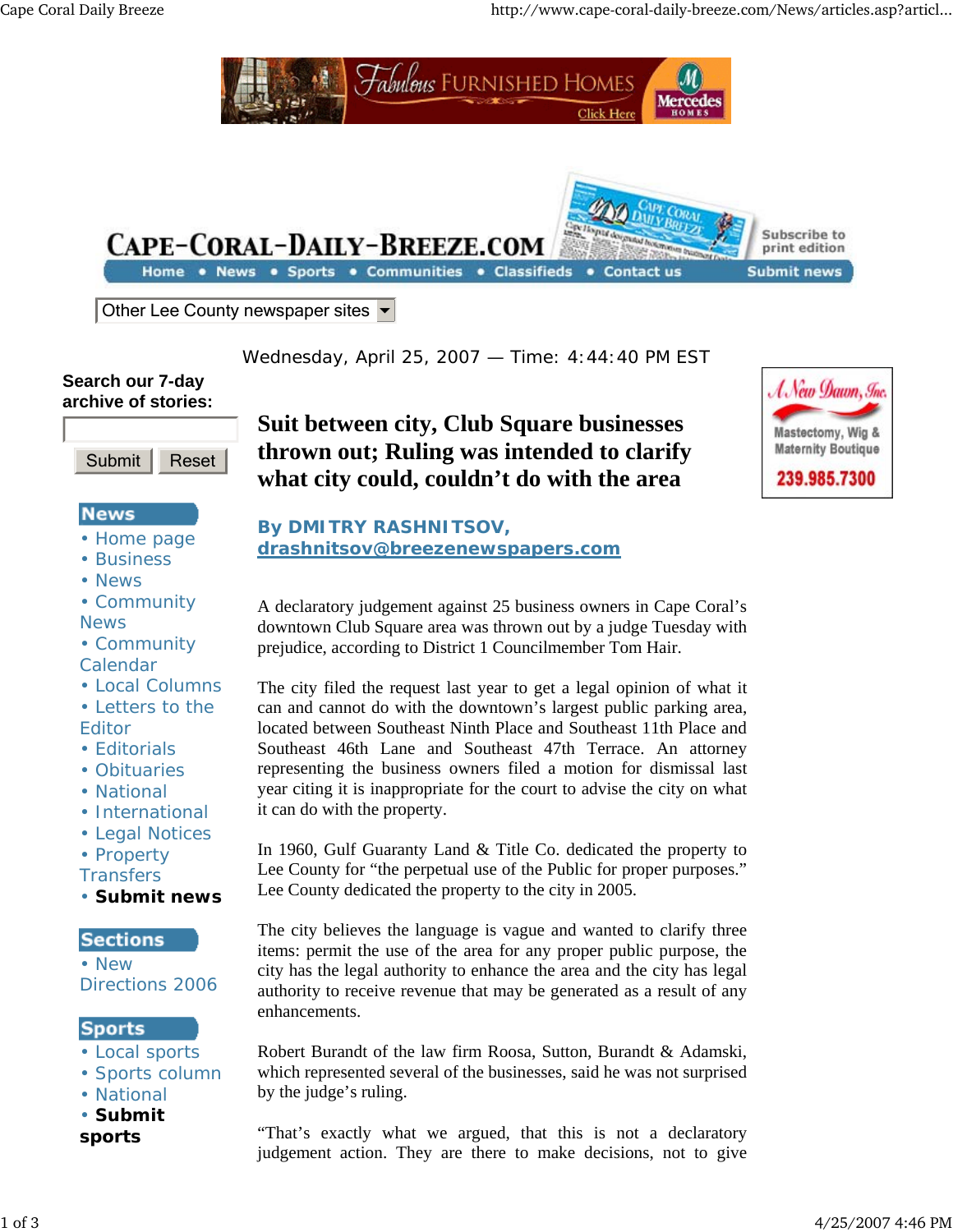Wednesday, April 25, 2007 — Time: 4:44:40 PM EST

# Suit between city, Club Square businesses thrown out; Ruling was intended to clarify what city could, couldn't do with the area

**By DMITRY RASHNITSOV, drashnitsov@breezenewspapers.com**

A declaratory judgement against 25 business owners in Cape Coral's downtown Club Square area was thrown out by a judge Tuesday with prejudice, according to District 1 Councilmember Tom Hair.

The city filed the request last year to get a legal opinion of what it can and cannot do with the downtown's largest public parking area, located between Southeast Ninth Place and Southeast 11th Place and Southeast 46th Lane and Southeast 47th Terrace. An attorney representing the business owners filed a motion for dismissal last year citing it is inappropriate for the court to advise the city on what it can do with the property.

In 1960, Gulf Guaranty Land & Title Co. dedicated the property to Lee County for "the perpetual use of the Public for proper purposes." Lee County dedicated the property to the city in 2005.

The city believes the language is vague and wanted to clarify three items: permit the use of the area for any proper public purpose, the city has the legal authority to enhance the area and the city has legal authority to receive revenue that may be generated as a result of any enhancements.

Robert Burandt of the law firm Roosa, Sutton, Burandt & Adamski, which represented several of the businesses, said he was not surprised by the judge's ruling.

"That's exactly what we argued, that this is not a declaratory judgement action. They are there to make decisions, not to give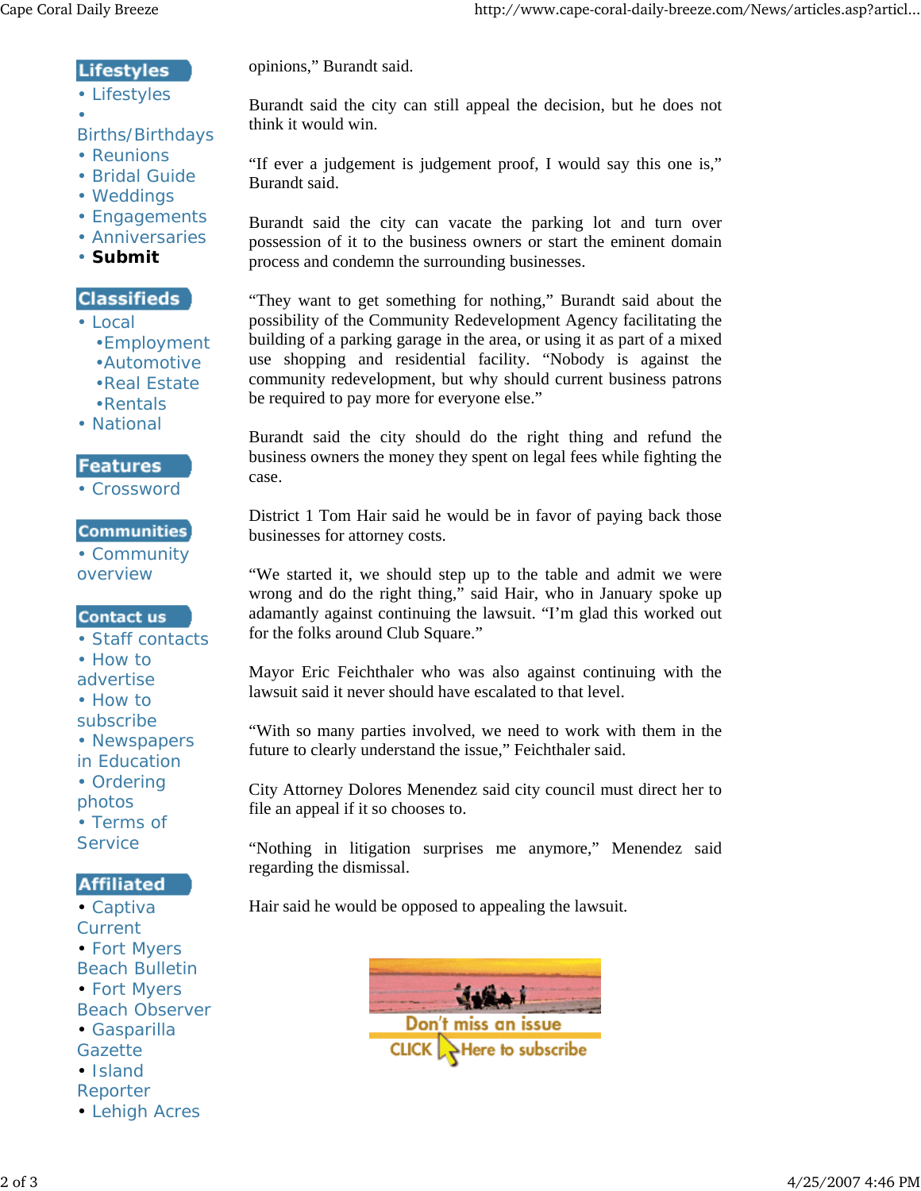opinions," Burandt said.

Burandt said the city can still appeal the decision, but he does not think it would win.

"If ever a judgement is judgement proof, I would say this one is," Burandt said.

Burandt said the city can vacate the parking lot and turn over possession of it to the business owners or start the eminent domain process and condemn the surrounding businesses.

"They want to get something for nothing," Burandt said about the possibility of the Community Redevelopment Agency facilitating the building of a parking garage in the area, or using it as part of a mixed use shopping and residential facility. "Nobody is against the community redevelopment, but why should current business patrons be required to pay more for everyone else."

Burandt said the city should do the right thing and refund the business owners the money they spent on legal fees while fighting the case.

District 1 Tom Hair said he would be in favor of paying back those businesses for attorney costs.

"We started it, we should step up to the table and admit we were wrong and do the right thing," said Hair, who in January spoke up adamantly against continuing the lawsuit. "I'm glad this worked out for the folks around Club Square."

Mayor Eric Feichthaler who was also against continuing with the lawsuit said it never should have escalated to that level.

"With so many parties involved, we need to work with them in the future to clearly understand the issue," Feichthaler said.

City Attorney Dolores Menendez said city council must direct her to file an appeal if it so chooses to.

"Nothing in litigation surprises me anymore," Menendez said regarding the dismissal.

Hair said he would be opposed to appealing the lawsuit.